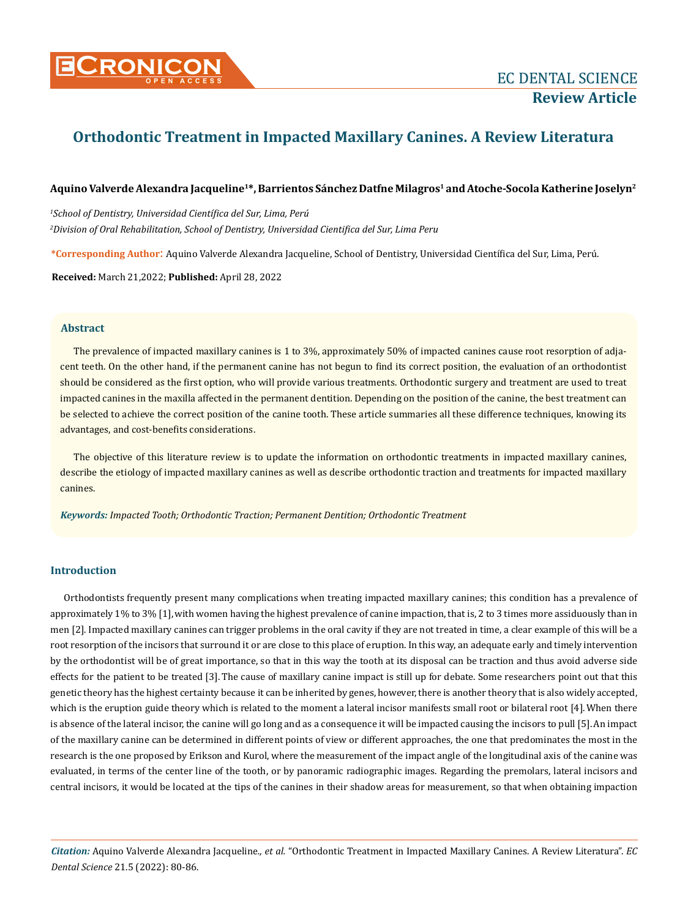# Orthodontic Treatment in Impacted Maxillary Canines. A Review Literatura

**Aquino Valverde Alexandra Jacqueline[1]*, Barrientos Sánchez Datfne Milagros[1] and Atoche-Socola Katherine Joselyn[2]**

[1] *School of Dentistry, Universidad Científica del Sur, Lima, Perú*

[2] *Division of Oral Rehabilitation, School of Dentistry, Universidad Cientifica del Sur, Lima Peru*

**\*Corresponding Author:** Aquino Valverde Alexandra Jacqueline, School of Dentistry, Universidad Científica del Sur, Lima, Perú.

**Received:** March 21,2022; **Published:** April 28, 2022

## Abstract

The prevalence of impacted maxillary canines is 1 to 3%, approximately 50% of impacted canines cause root resorption of adjacent teeth. On the other hand, if the permanent canine has not begun to find its correct position, the evaluation of an orthodontist should be considered as the first option, who will provide various treatments. Orthodontic surgery and treatment are used to treat impacted canines in the maxilla affected in the permanent dentition. Depending on the position of the canine, the best treatment can be selected to achieve the correct position of the canine tooth. These article summaries all these difference techniques, knowing its advantages, and cost-benefits considerations.

The objective of this literature review is to update the information on orthodontic treatments in impacted maxillary canines, describe the etiology of impacted maxillary canines as well as describe orthodontic traction and treatments for impacted maxillary canines.

***Keywords:*** *Impacted Tooth; Orthodontic Traction; Permanent Dentition; Orthodontic Treatment*

## Introduction

Orthodontists frequently present many complications when treating impacted maxillary canines; this condition has a prevalence of approximately 1% to 3% [1], with women having the highest prevalence of canine impaction, that is, 2 to 3 times more assiduously than in men [2]. Impacted maxillary canines can trigger problems in the oral cavity if they are not treated in time, a clear example of this will be a root resorption of the incisors that surround it or are close to this place of eruption. In this way, an adequate early and timely intervention by the orthodontist will be of great importance, so that in this way the tooth at its disposal can be traction and thus avoid adverse side effects for the patient to be treated [3]. The cause of maxillary canine impact is still up for debate. Some researchers point out that this genetic theory has the highest certainty because it can be inherited by genes, however, there is another theory that is also widely accepted, which is the eruption guide theory which is related to the moment a lateral incisor manifests small root or bilateral root [4]. When there is absence of the lateral incisor, the canine will go long and as a consequence it will be impacted causing the incisors to pull [5]. An impact of the maxillary canine can be determined in different points of view or different approaches, the one that predominates the most in the research is the one proposed by Erikson and Kurol, where the measurement of the impact angle of the longitudinal axis of the canine was evaluated, in terms of the center line of the tooth, or by panoramic radiographic images. Regarding the premolars, lateral incisors and central incisors, it would be located at the tips of the canines in their shadow areas for measurement, so that when obtaining impaction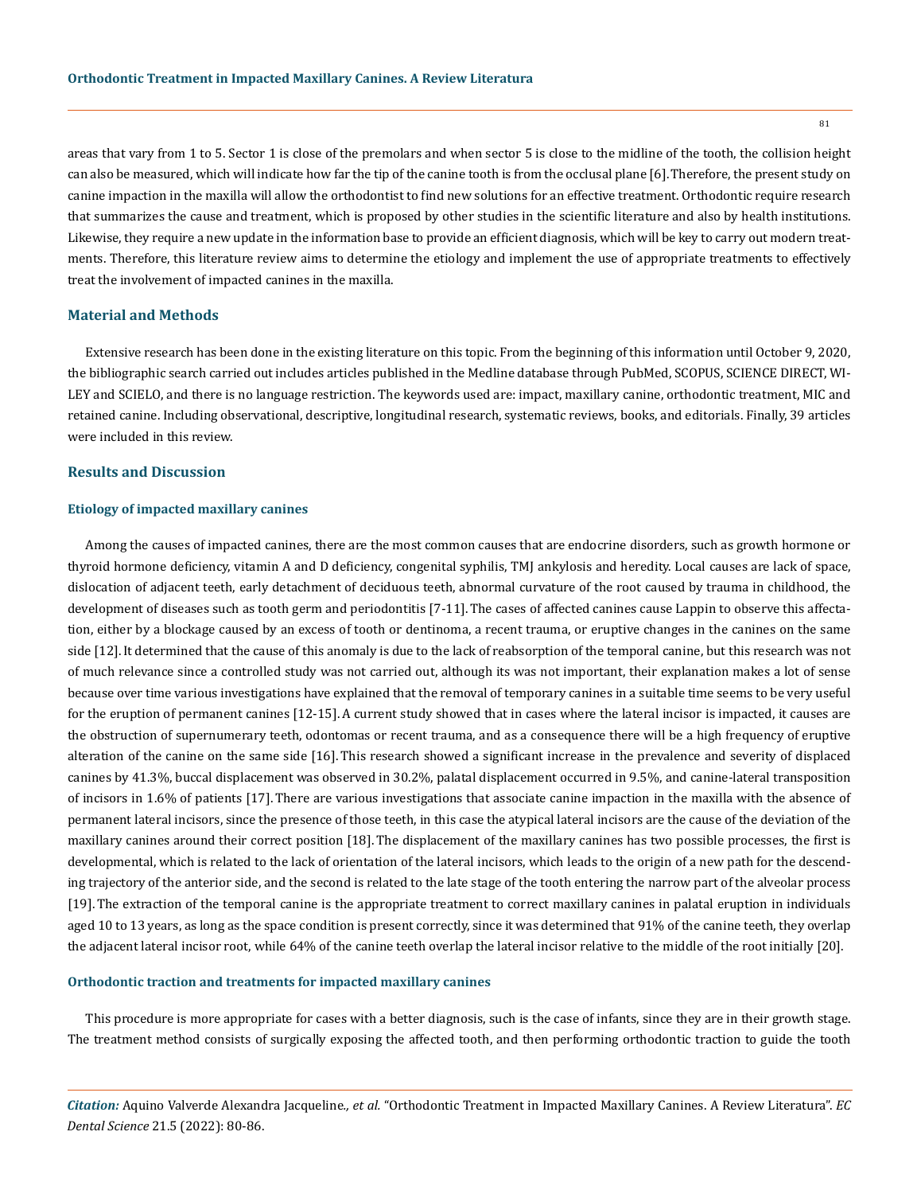areas that vary from 1 to 5. Sector 1 is close of the premolars and when sector 5 is close to the midline of the tooth, the collision height can also be measured, which will indicate how far the tip of the canine tooth is from the occlusal plane [6]. Therefore, the present study on canine impaction in the maxilla will allow the orthodontist to find new solutions for an effective treatment. Orthodontic require research that summarizes the cause and treatment, which is proposed by other studies in the scientific literature and also by health institutions. Likewise, they require a new update in the information base to provide an efficient diagnosis, which will be key to carry out modern treatments. Therefore, this literature review aims to determine the etiology and implement the use of appropriate treatments to effectively treat the involvement of impacted canines in the maxilla.

## Material and Methods

Extensive research has been done in the existing literature on this topic. From the beginning of this information until October 9, 2020, the bibliographic search carried out includes articles published in the Medline database through PubMed, SCOPUS, SCIENCE DIRECT, WILEY and SCIELO, and there is no language restriction. The keywords used are: impact, maxillary canine, orthodontic treatment, MIC and retained canine. Including observational, descriptive, longitudinal research, systematic reviews, books, and editorials. Finally, 39 articles were included in this review.

## Results and Discussion

### Etiology of impacted maxillary canines

Among the causes of impacted canines, there are the most common causes that are endocrine disorders, such as growth hormone or thyroid hormone deficiency, vitamin A and D deficiency, congenital syphilis, TMJ ankylosis and heredity. Local causes are lack of space, dislocation of adjacent teeth, early detachment of deciduous teeth, abnormal curvature of the root caused by trauma in childhood, the development of diseases such as tooth germ and periodontitis [7-11]. The cases of affected canines cause Lappin to observe this affectation, either by a blockage caused by an excess of tooth or dentinoma, a recent trauma, or eruptive changes in the canines on the same side [12]. It determined that the cause of this anomaly is due to the lack of reabsorption of the temporal canine, but this research was not of much relevance since a controlled study was not carried out, although its was not important, their explanation makes a lot of sense because over time various investigations have explained that the removal of temporary canines in a suitable time seems to be very useful for the eruption of permanent canines [12-15]. A current study showed that in cases where the lateral incisor is impacted, it causes are the obstruction of supernumerary teeth, odontomas or recent trauma, and as a consequence there will be a high frequency of eruptive alteration of the canine on the same side [16]. This research showed a significant increase in the prevalence and severity of displaced canines by 41.3%, buccal displacement was observed in 30.2%, palatal displacement occurred in 9.5%, and canine-lateral transposition of incisors in 1.6% of patients [17]. There are various investigations that associate canine impaction in the maxilla with the absence of permanent lateral incisors, since the presence of those teeth, in this case the atypical lateral incisors are the cause of the deviation of the maxillary canines around their correct position [18]. The displacement of the maxillary canines has two possible processes, the first is developmental, which is related to the lack of orientation of the lateral incisors, which leads to the origin of a new path for the descending trajectory of the anterior side, and the second is related to the late stage of the tooth entering the narrow part of the alveolar process [19]. The extraction of the temporal canine is the appropriate treatment to correct maxillary canines in palatal eruption in individuals aged 10 to 13 years, as long as the space condition is present correctly, since it was determined that 91% of the canine teeth, they overlap the adjacent lateral incisor root, while 64% of the canine teeth overlap the lateral incisor relative to the middle of the root initially [20].

### Orthodontic traction and treatments for impacted maxillary canines

This procedure is more appropriate for cases with a better diagnosis, such is the case of infants, since they are in their growth stage. The treatment method consists of surgically exposing the affected tooth, and then performing orthodontic traction to guide the tooth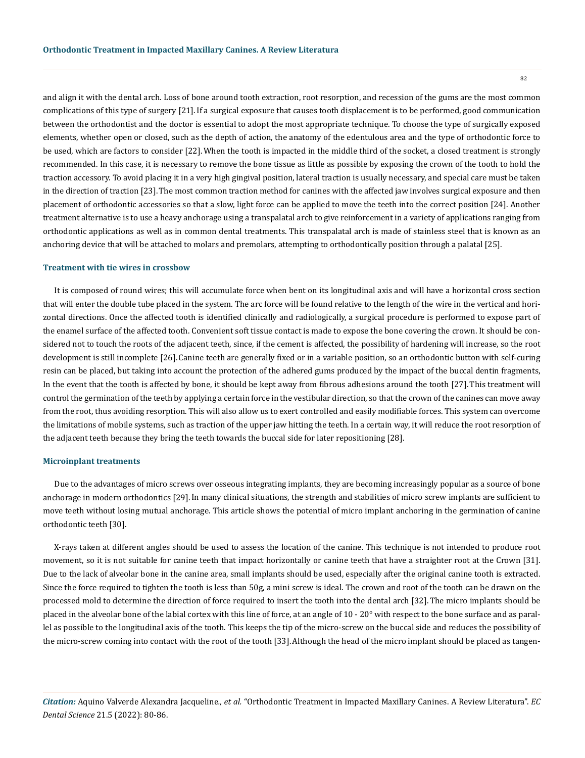and align it with the dental arch. Loss of bone around tooth extraction, root resorption, and recession of the gums are the most common complications of this type of surgery [21]. If a surgical exposure that causes tooth displacement is to be performed, good communication between the orthodontist and the doctor is essential to adopt the most appropriate technique. To choose the type of surgically exposed elements, whether open or closed, such as the depth of action, the anatomy of the edentulous area and the type of orthodontic force to be used, which are factors to consider [22]. When the tooth is impacted in the middle third of the socket, a closed treatment is strongly recommended. In this case, it is necessary to remove the bone tissue as little as possible by exposing the crown of the tooth to hold the traction accessory. To avoid placing it in a very high gingival position, lateral traction is usually necessary, and special care must be taken in the direction of traction [23]. The most common traction method for canines with the affected jaw involves surgical exposure and then placement of orthodontic accessories so that a slow, light force can be applied to move the teeth into the correct position [24]. Another treatment alternative is to use a heavy anchorage using a transpalatal arch to give reinforcement in a variety of applications ranging from orthodontic applications as well as in common dental treatments. This transpalatal arch is made of stainless steel that is known as an anchoring device that will be attached to molars and premolars, attempting to orthodontically position through a palatal [25].

### Treatment with tie wires in crossbow

It is composed of round wires; this will accumulate force when bent on its longitudinal axis and will have a horizontal cross section that will enter the double tube placed in the system. The arc force will be found relative to the length of the wire in the vertical and horizontal directions. Once the affected tooth is identified clinically and radiologically, a surgical procedure is performed to expose part of the enamel surface of the affected tooth. Convenient soft tissue contact is made to expose the bone covering the crown. It should be considered not to touch the roots of the adjacent teeth, since, if the cement is affected, the possibility of hardening will increase, so the root development is still incomplete [26]. Canine teeth are generally fixed or in a variable position, so an orthodontic button with self-curing resin can be placed, but taking into account the protection of the adhered gums produced by the impact of the buccal dentin fragments, In the event that the tooth is affected by bone, it should be kept away from fibrous adhesions around the tooth [27]. This treatment will control the germination of the teeth by applying a certain force in the vestibular direction, so that the crown of the canines can move away from the root, thus avoiding resorption. This will also allow us to exert controlled and easily modifiable forces. This system can overcome the limitations of mobile systems, such as traction of the upper jaw hitting the teeth. In a certain way, it will reduce the root resorption of the adjacent teeth because they bring the teeth towards the buccal side for later repositioning [28].

### Microinplant treatments

Due to the advantages of micro screws over osseous integrating implants, they are becoming increasingly popular as a source of bone anchorage in modern orthodontics [29]. In many clinical situations, the strength and stabilities of micro screw implants are sufficient to move teeth without losing mutual anchorage. This article shows the potential of micro implant anchoring in the germination of canine orthodontic teeth [30].

X-rays taken at different angles should be used to assess the location of the canine. This technique is not intended to produce root movement, so it is not suitable for canine teeth that impact horizontally or canine teeth that have a straighter root at the Crown [31]. Due to the lack of alveolar bone in the canine area, small implants should be used, especially after the original canine tooth is extracted. Since the force required to tighten the tooth is less than 50g, a mini screw is ideal. The crown and root of the tooth can be drawn on the processed mold to determine the direction of force required to insert the tooth into the dental arch [32]. The micro implants should be placed in the alveolar bone of the labial cortex with this line of force, at an angle of 10 - 20° with respect to the bone surface and as parallel as possible to the longitudinal axis of the tooth. This keeps the tip of the micro-screw on the buccal side and reduces the possibility of the micro-screw coming into contact with the root of the tooth [33]. Although the head of the micro implant should be placed as tangen-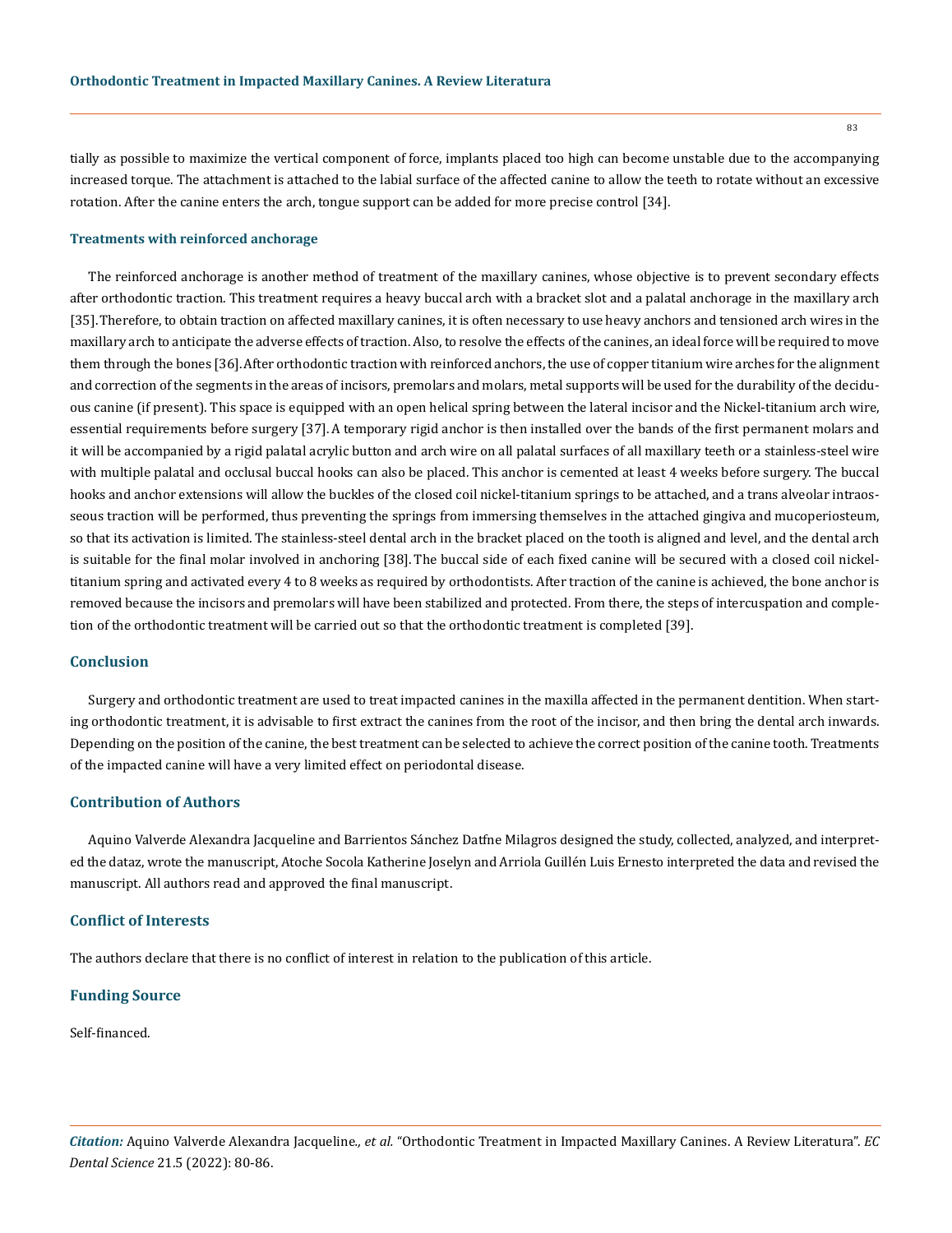tially as possible to maximize the vertical component of force, implants placed too high can become unstable due to the accompanying increased torque. The attachment is attached to the labial surface of the affected canine to allow the teeth to rotate without an excessive rotation. After the canine enters the arch, tongue support can be added for more precise control [34].

### Treatments with reinforced anchorage

The reinforced anchorage is another method of treatment of the maxillary canines, whose objective is to prevent secondary effects after orthodontic traction. This treatment requires a heavy buccal arch with a bracket slot and a palatal anchorage in the maxillary arch [35]. Therefore, to obtain traction on affected maxillary canines, it is often necessary to use heavy anchors and tensioned arch wires in the maxillary arch to anticipate the adverse effects of traction. Also, to resolve the effects of the canines, an ideal force will be required to move them through the bones [36]. After orthodontic traction with reinforced anchors, the use of copper titanium wire arches for the alignment and correction of the segments in the areas of incisors, premolars and molars, metal supports will be used for the durability of the deciduous canine (if present). This space is equipped with an open helical spring between the lateral incisor and the Nickel-titanium arch wire, essential requirements before surgery [37]. A temporary rigid anchor is then installed over the bands of the first permanent molars and it will be accompanied by a rigid palatal acrylic button and arch wire on all palatal surfaces of all maxillary teeth or a stainless-steel wire with multiple palatal and occlusal buccal hooks can also be placed. This anchor is cemented at least 4 weeks before surgery. The buccal hooks and anchor extensions will allow the buckles of the closed coil nickel-titanium springs to be attached, and a trans alveolar intraosseous traction will be performed, thus preventing the springs from immersing themselves in the attached gingiva and mucoperiosteum, so that its activation is limited. The stainless-steel dental arch in the bracket placed on the tooth is aligned and level, and the dental arch is suitable for the final molar involved in anchoring [38]. The buccal side of each fixed canine will be secured with a closed coil nickel-titanium spring and activated every 4 to 8 weeks as required by orthodontists. After traction of the canine is achieved, the bone anchor is removed because the incisors and premolars will have been stabilized and protected. From there, the steps of intercuspation and completion of the orthodontic treatment will be carried out so that the orthodontic treatment is completed [39].

## Conclusion

Surgery and orthodontic treatment are used to treat impacted canines in the maxilla affected in the permanent dentition. When starting orthodontic treatment, it is advisable to first extract the canines from the root of the incisor, and then bring the dental arch inwards. Depending on the position of the canine, the best treatment can be selected to achieve the correct position of the canine tooth. Treatments of the impacted canine will have a very limited effect on periodontal disease.

## Contribution of Authors

Aquino Valverde Alexandra Jacqueline and Barrientos Sánchez Datfne Milagros designed the study, collected, analyzed, and interpreted the dataz, wrote the manuscript, Atoche Socola Katherine Joselyn and Arriola Guillén Luis Ernesto interpreted the data and revised the manuscript. All authors read and approved the final manuscript.

## Conflict of Interests

The authors declare that there is no conflict of interest in relation to the publication of this article.

## Funding Source

Self-financed.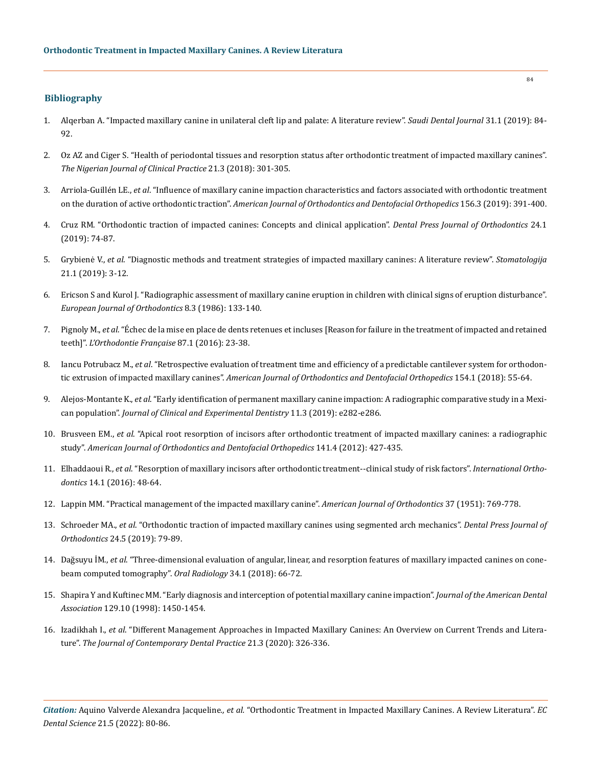## Bibliography

1. Alqerban A. "Impacted maxillary canine in unilateral cleft lip and palate: A literature review". *Saudi Dental Journal* 31.1 (2019): 84-92.
2. Oz AZ and Ciger S. "Health of periodontal tissues and resorption status after orthodontic treatment of impacted maxillary canines". *The Nigerian Journal of Clinical Practice* 21.3 (2018): 301-305.
3. Arriola-Guillén LE., *et al*. "Influence of maxillary canine impaction characteristics and factors associated with orthodontic treatment on the duration of active orthodontic traction". *American Journal of Orthodontics and Dentofacial Orthopedics* 156.3 (2019): 391-400.
4. Cruz RM. "Orthodontic traction of impacted canines: Concepts and clinical application". *Dental Press Journal of Orthodontics* 24.1 (2019): 74-87.
5. Grybienė V., *et al*. "Diagnostic methods and treatment strategies of impacted maxillary canines: A literature review". *Stomatologija* 21.1 (2019): 3-12.
6. Ericson S and Kurol J. "Radiographic assessment of maxillary canine eruption in children with clinical signs of eruption disturbance". *European Journal of Orthodontics* 8.3 (1986): 133-140.
7. Pignoly M., *et al*. "Échec de la mise en place de dents retenues et incluses [Reason for failure in the treatment of impacted and retained teeth]". *L'Orthodontie Française* 87.1 (2016): 23-38.
8. Iancu Potrubacz M., *et al*. "Retrospective evaluation of treatment time and efficiency of a predictable cantilever system for orthodontic extrusion of impacted maxillary canines". *American Journal of Orthodontics and Dentofacial Orthopedics* 154.1 (2018): 55-64.
9. Alejos-Montante K., *et al*. "Early identification of permanent maxillary canine impaction: A radiographic comparative study in a Mexican population". *Journal of Clinical and Experimental Dentistry* 11.3 (2019): e282-e286.
10. Brusveen EM., *et al*. "Apical root resorption of incisors after orthodontic treatment of impacted maxillary canines: a radiographic study". *American Journal of Orthodontics and Dentofacial Orthopedics* 141.4 (2012): 427-435.
11. Elhaddaoui R., *et al*. "Resorption of maxillary incisors after orthodontic treatment--clinical study of risk factors". *International Orthodontics* 14.1 (2016): 48-64.
12. Lappin MM. "Practical management of the impacted maxillary canine". *American Journal of Orthodontics* 37 (1951): 769-778.
13. Schroeder MA., *et al*. "Orthodontic traction of impacted maxillary canines using segmented arch mechanics". *Dental Press Journal of Orthodontics* 24.5 (2019): 79-89.
14. Dağsuyu İM., *et al*. "Three-dimensional evaluation of angular, linear, and resorption features of maxillary impacted canines on cone-beam computed tomography". *Oral Radiology* 34.1 (2018): 66-72.
15. Shapira Y and Kuftinec MM. "Early diagnosis and interception of potential maxillary canine impaction". *Journal of the American Dental Association* 129.10 (1998): 1450-1454.
16. Izadikhah I., *et al*. "Different Management Approaches in Impacted Maxillary Canines: An Overview on Current Trends and Literature". *The Journal of Contemporary Dental Practice* 21.3 (2020): 326-336.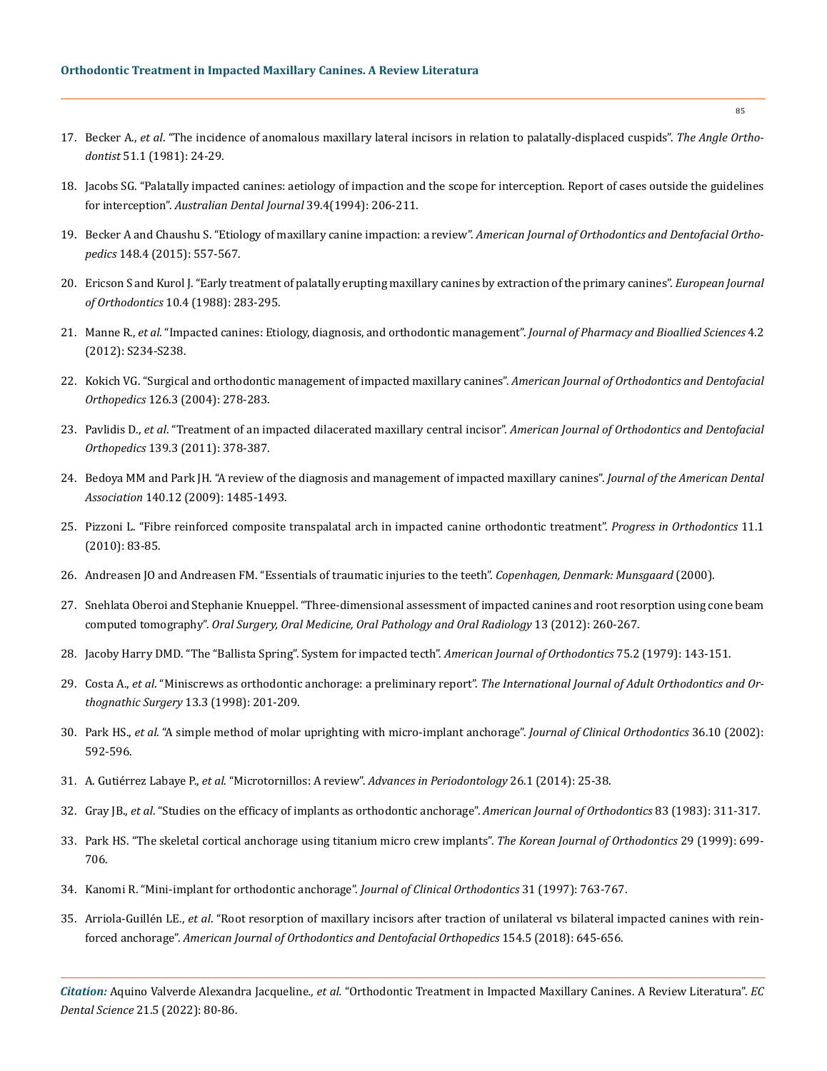17. Becker A., *et al*. "The incidence of anomalous maxillary lateral incisors in relation to palatally-displaced cuspids". *The Angle Orthodontist* 51.1 (1981): 24-29.

18. Jacobs SG. "Palatally impacted canines: aetiology of impaction and the scope for interception. Report of cases outside the guidelines for interception". *Australian Dental Journal* 39.4(1994): 206-211.

19. Becker A and Chaushu S. "Etiology of maxillary canine impaction: a review". *American Journal of Orthodontics and Dentofacial Orthopedics* 148.4 (2015): 557-567.

20. Ericson S and Kurol J. "Early treatment of palatally erupting maxillary canines by extraction of the primary canines". *European Journal of Orthodontics* 10.4 (1988): 283-295.

21. Manne R., *et al*. "Impacted canines: Etiology, diagnosis, and orthodontic management". *Journal of Pharmacy and Bioallied Sciences* 4.2 (2012): S234-S238.

22. Kokich VG. "Surgical and orthodontic management of impacted maxillary canines". *American Journal of Orthodontics and Dentofacial Orthopedics* 126.3 (2004): 278-283.

23. Pavlidis D., *et al*. "Treatment of an impacted dilacerated maxillary central incisor". *American Journal of Orthodontics and Dentofacial Orthopedics* 139.3 (2011): 378-387.

24. Bedoya MM and Park JH. "A review of the diagnosis and management of impacted maxillary canines". *Journal of the American Dental Association* 140.12 (2009): 1485-1493.

25. Pizzoni L. "Fibre reinforced composite transpalatal arch in impacted canine orthodontic treatment". *Progress in Orthodontics* 11.1 (2010): 83-85.

26. Andreasen JO and Andreasen FM. "Essentials of traumatic injuries to the teeth". *Copenhagen, Denmark: Munsgaard* (2000).

27. Snehlata Oberoi and Stephanie Knueppel. "Three-dimensional assessment of impacted canines and root resorption using cone beam computed tomography". *Oral Surgery, Oral Medicine, Oral Pathology and Oral Radiology* 13 (2012): 260-267.

28. Jacoby Harry DMD. "The "Ballista Spring". System for impacted tecth". *American Journal of Orthodontics* 75.2 (1979): 143-151.

29. Costa A., *et al*. "Miniscrews as orthodontic anchorage: a preliminary report". *The International Journal of Adult Orthodontics and Orthognathic Surgery* 13.3 (1998): 201-209.

30. Park HS., *et al*. "A simple method of molar uprighting with micro-implant anchorage". *Journal of Clinical Orthodontics* 36.10 (2002): 592-596.

31. A. Gutiérrez Labaye P., *et al*. "Microtornillos: A review". *Advances in Periodontology* 26.1 (2014): 25-38.

32. Gray JB., *et al*. "Studies on the efficacy of implants as orthodontic anchorage". *American Journal of Orthodontics* 83 (1983): 311-317.

33. Park HS. "The skeletal cortical anchorage using titanium micro crew implants". *The Korean Journal of Orthodontics* 29 (1999): 699-706.

34. Kanomi R. "Mini-implant for orthodontic anchorage". *Journal of Clinical Orthodontics* 31 (1997): 763-767.

35. Arriola-Guillén LE., *et al*. "Root resorption of maxillary incisors after traction of unilateral vs bilateral impacted canines with reinforced anchorage". *American Journal of Orthodontics and Dentofacial Orthopedics* 154.5 (2018): 645-656.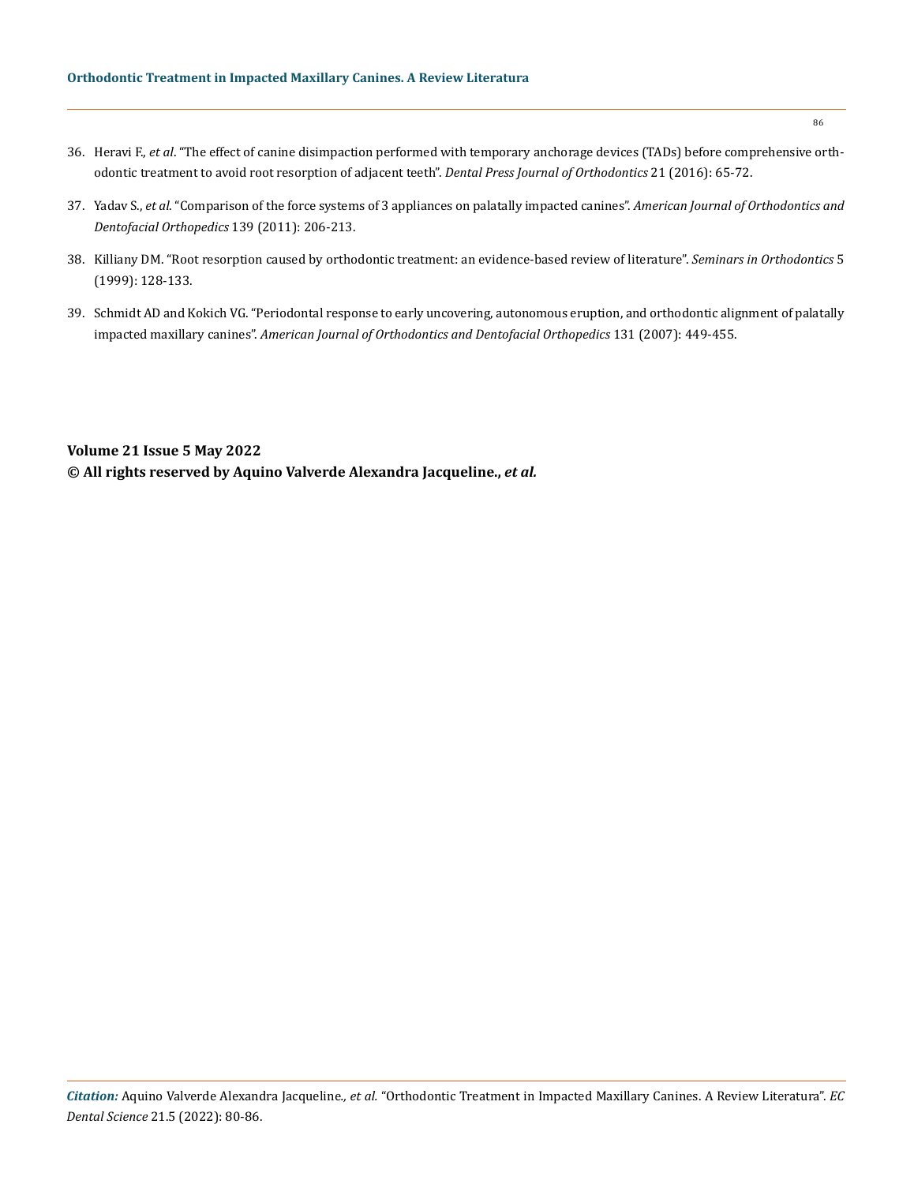36. Heravi F., *et al*. "The effect of canine disimpaction performed with temporary anchorage devices (TADs) before comprehensive orthodontic treatment to avoid root resorption of adjacent teeth". *Dental Press Journal of Orthodontics* 21 (2016): 65-72.

37. Yadav S., *et al*. "Comparison of the force systems of 3 appliances on palatally impacted canines". *American Journal of Orthodontics and Dentofacial Orthopedics* 139 (2011): 206-213.

38. Killiany DM. "Root resorption caused by orthodontic treatment: an evidence-based review of literature". *Seminars in Orthodontics* 5 (1999): 128-133.

39. Schmidt AD and Kokich VG. "Periodontal response to early uncovering, autonomous eruption, and orthodontic alignment of palatally impacted maxillary canines". *American Journal of Orthodontics and Dentofacial Orthopedics* 131 (2007): 449-455.

**Volume 21 Issue 5 May 2022**
**© All rights reserved by Aquino Valverde Alexandra Jacqueline., *et al.***